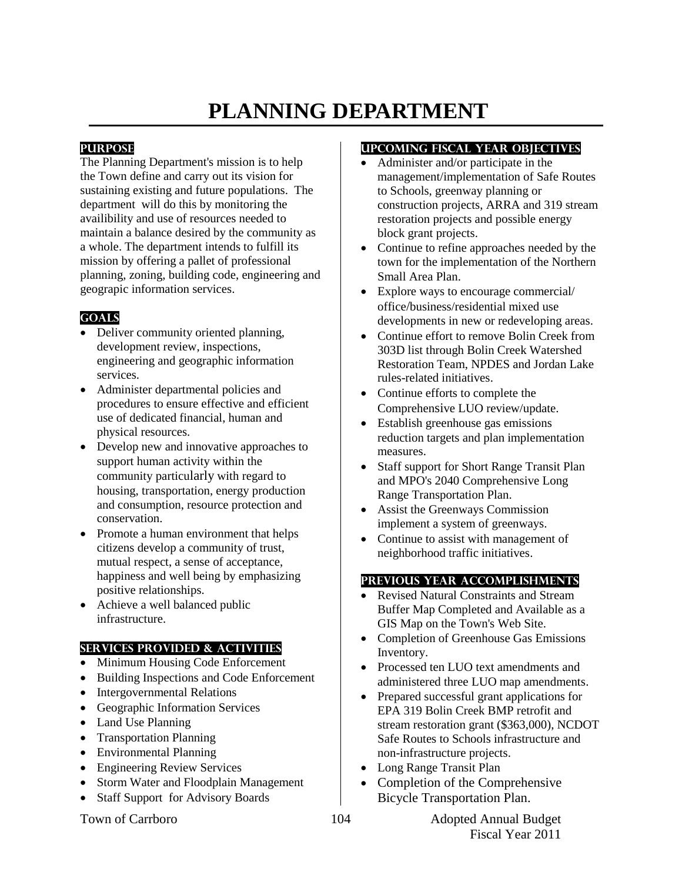# PLANNING DEPARTMENT

## PURPOSE

The Planning Department's mission is to help the Town define and carry out its vision for sustaining existing and future populations. The department will do this by monitoring the availibility and use of resources needed to maintain a balance desired by the community as a whole. The department intends to fulfill its mission by offering a pallet of professional planning, zoning, building code, engineering and geograpic information services.

## GOALS

- Deliver community oriented planning, development review, inspections, engineering and geographic information services.
- Administer departmental policies and procedures to ensure effective and efficient use of dedicated financial, human and physical resources.
- Develop new and innovative approaches to support human activity within the community particularly with regard to housing, transportation, energy production and consumption, resource protection and conservation.
- Promote a human environment that helps citizens develop a community of trust, mutual respect, a sense of acceptance, happiness and well being by emphasizing positive relationships.
- Achieve a well balanced public infrastructure.

## SERVICES PROVIDED & ACTIVITIES

- Minimum Housing Code Enforcement
- Building Inspections and Code Enforcement
- Intergovernmental Relations
- Geographic Information Services
- Land Use Planning
- Transportation Planning
- Environmental Planning
- Engineering Review Services
- Storm Water and Floodplain Management
- Staff Support for Advisory Boards

## UPCOMING FISCAL YEAR OBJECTIVES

- Administer and/or participate in the management/implementation of Safe Routes to Schools, greenway planning or construction projects, ARRA and 319 stream restoration projects and possible energy block grant projects.
- Continue to refine approaches needed by the town for the implementation of the Northern Small Area Plan.
- Explore ways to encourage commercial/ office/business/residential mixed use developments in new or redeveloping areas.
- Continue effort to remove Bolin Creek from 303D list through Bolin Creek Watershed Restoration Team, NPDES and Jordan Lake rules-related initiatives.
- Continue efforts to complete the Comprehensive LUO review/update.
- Establish greenhouse gas emissions reduction targets and plan implementation measures.
- Staff support for Short Range Transit Plan and MPO's 2040 Comprehensive Long Range Transportation Plan.
- Assist the Greenways Commission implement a system of greenways.
- Continue to assist with management of neighborhood traffic initiatives.

## PREVIOUS YEAR ACCOMPLISHMENTS

- Revised Natural Constraints and Stream Buffer Map Completed and Available as a GIS Map on the Town's Web Site.
- Completion of Greenhouse Gas Emissions Inventory.
- Processed ten LUO text amendments and administered three LUO map amendments.
- Prepared successful grant applications for EPA 319 Bolin Creek BMP retrofit and stream restoration grant ($363,000), NCDOT Safe Routes to Schools infrastructure and non-infrastructure projects.
- Long Range Transit Plan
- Completion of the Comprehensive Bicycle Transportation Plan.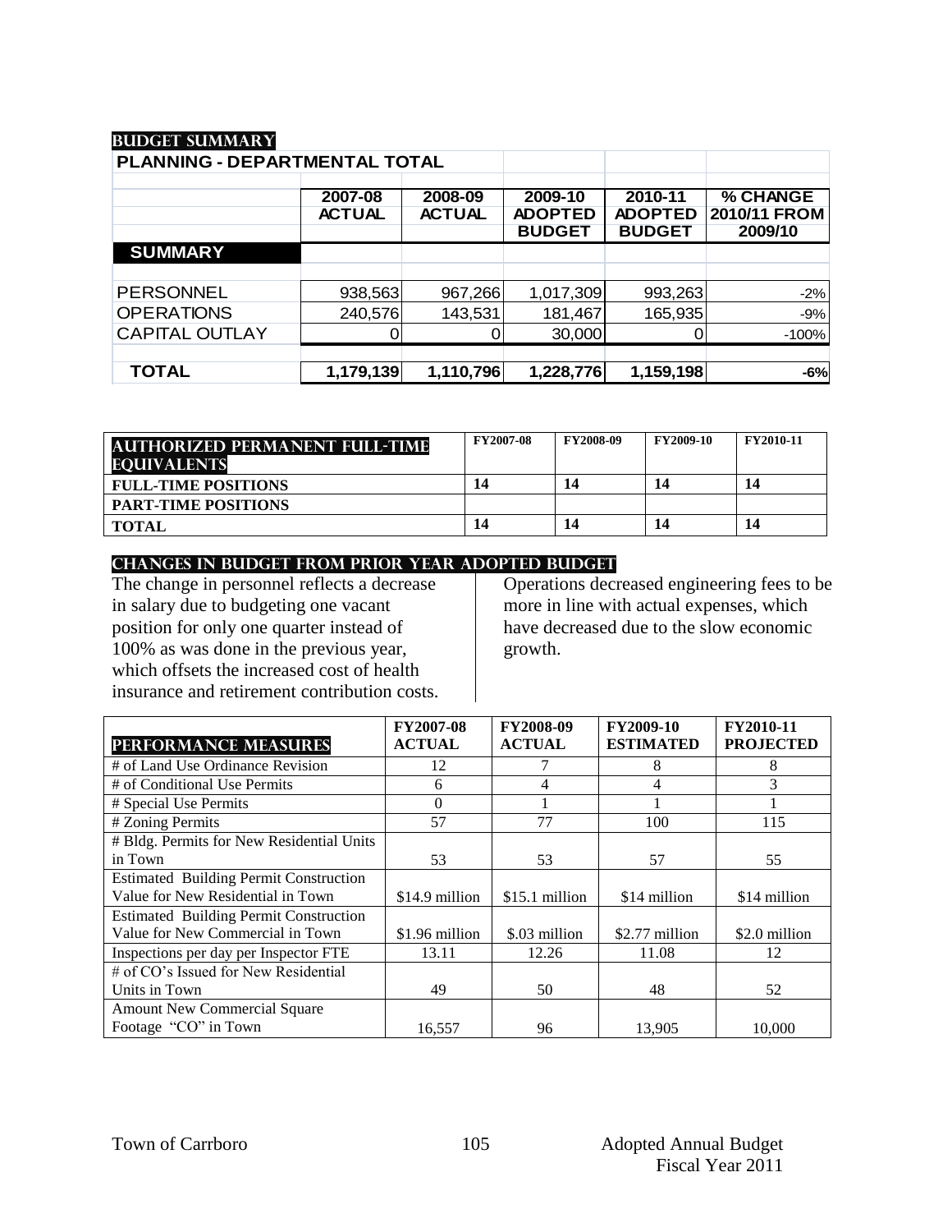## BUDGET SUMMARY

| PLANNING - DEPARTMENTAL TOTAL | | | | | |
|---|---|---|---|---|---|
| | 2007-08 ACTUAL | 2008-09 ACTUAL | 2009-10 ADOPTED BUDGET | 2010-11 ADOPTED BUDGET | % CHANGE 2010/11 FROM 2009/10 |
| **SUMMARY** | | | | | |
| PERSONNEL | 938,563 | 967,266 | 1,017,309 | 993,263 | -2% |
| OPERATIONS | 240,576 | 143,531 | 181,467 | 165,935 | -9% |
| CAPITAL OUTLAY | 0 | 0 | 30,000 | 0 | -100% |
| **TOTAL** | **1,179,139** | **1,110,796** | **1,228,776** | **1,159,198** | **-6%** |

| AUTHORIZED PERMANENT FULL-TIME EQUIVALENTS | FY2007-08 | FY2008-09 | FY2009-10 | FY2010-11 |
|---|---|---|---|---|
| **FULL-TIME POSITIONS** | 14 | 14 | 14 | 14 |
| **PART-TIME POSITIONS** | | | | |
| **TOTAL** | 14 | 14 | 14 | 14 |

## CHANGES IN BUDGET FROM PRIOR YEAR ADOPTED BUDGET

The change in personnel reflects a decrease in salary due to budgeting one vacant position for only one quarter instead of 100% as was done in the previous year, which offsets the increased cost of health insurance and retirement contribution costs.

Operations decreased engineering fees to be more in line with actual expenses, which have decreased due to the slow economic growth.

| PERFORMANCE MEASURES | FY2007-08 ACTUAL | FY2008-09 ACTUAL | FY2009-10 ESTIMATED | FY2010-11 PROJECTED |
|---|---|---|---|---|
| # of Land Use Ordinance Revision | 12 | 7 | 8 | 8 |
| # of Conditional Use Permits | 6 | 4 | 4 | 3 |
| # Special Use Permits | 0 | 1 | 1 | 1 |
| # Zoning Permits | 57 | 77 | 100 | 115 |
| # Bldg. Permits for New Residential Units in Town | 53 | 53 | 57 | 55 |
| Estimated Building Permit Construction Value for New Residential in Town | $14.9 million | $15.1 million | $14 million | $14 million |
| Estimated Building Permit Construction Value for New Commercial in Town | $1.96 million | $.03 million | $2.77 million | $2.0 million |
| Inspections per day per Inspector FTE | 13.11 | 12.26 | 11.08 | 12 |
| # of CO's Issued for New Residential Units in Town | 49 | 50 | 48 | 52 |
| Amount New Commercial Square Footage "CO" in Town | 16,557 | 96 | 13,905 | 10,000 |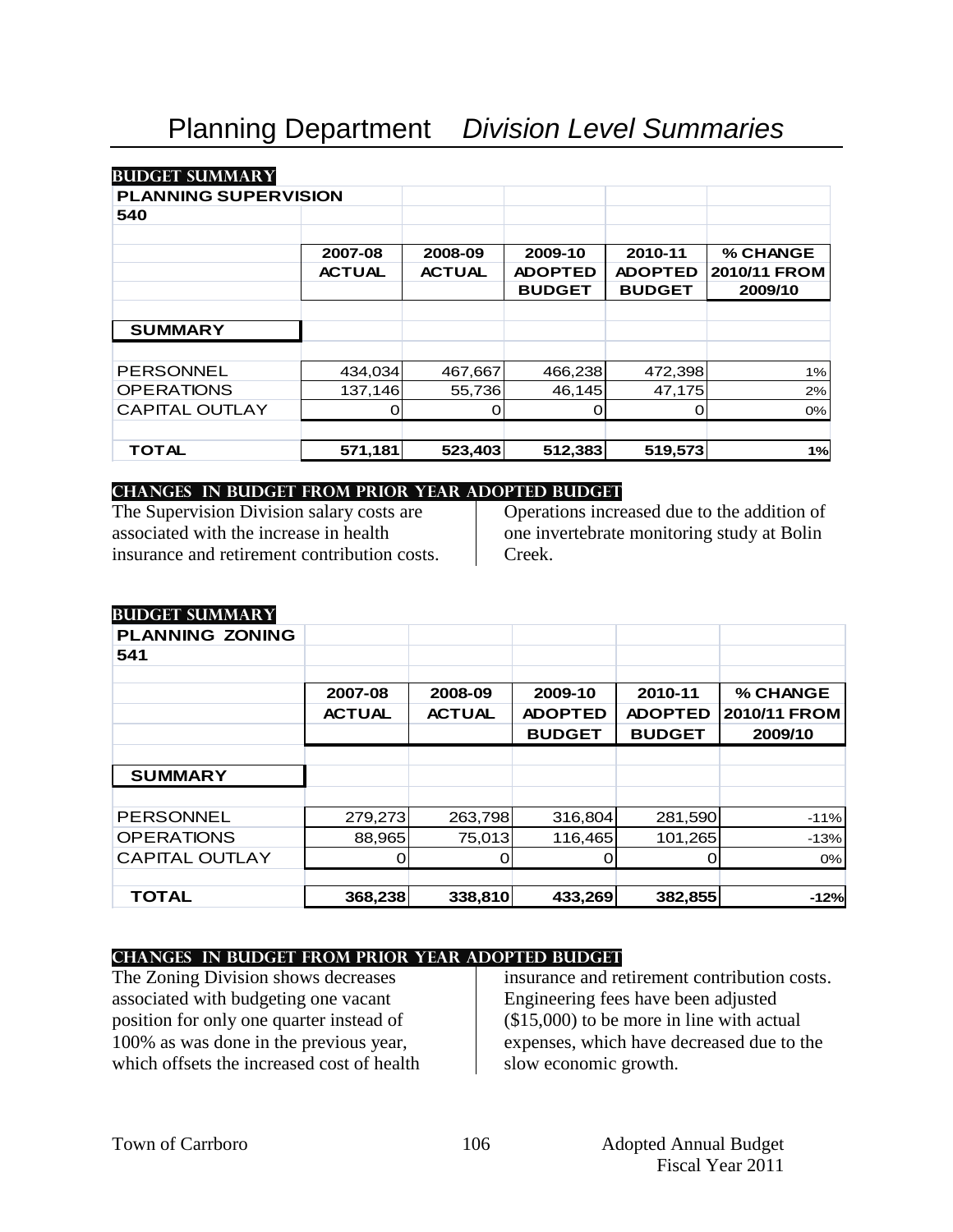# Planning Department *Division Level Summaries*

**BUDGET SUMMARY**

| PLANNING SUPERVISION 540 | 2007-08 ACTUAL | 2008-09 ACTUAL | 2009-10 ADOPTED BUDGET | 2010-11 ADOPTED BUDGET | % CHANGE 2010/11 FROM 2009/10 |
|---|---|---|---|---|---|
| **SUMMARY** | | | | | |
| PERSONNEL | 434,034 | 467,667 | 466,238 | 472,398 | 1% |
| OPERATIONS | 137,146 | 55,736 | 46,145 | 47,175 | 2% |
| CAPITAL OUTLAY | 0 | 0 | 0 | 0 | 0% |
| **TOTAL** | **571,181** | **523,403** | **512,383** | **519,573** | **1%** |

**CHANGES IN BUDGET FROM PRIOR YEAR ADOPTED BUDGET**

The Supervision Division salary costs are associated with the increase in health insurance and retirement contribution costs.

Operations increased due to the addition of one invertebrate monitoring study at Bolin Creek.

**BUDGET SUMMARY**

| PLANNING ZONING 541 | 2007-08 ACTUAL | 2008-09 ACTUAL | 2009-10 ADOPTED BUDGET | 2010-11 ADOPTED BUDGET | % CHANGE 2010/11 FROM 2009/10 |
|---|---|---|---|---|---|
| **SUMMARY** | | | | | |
| PERSONNEL | 279,273 | 263,798 | 316,804 | 281,590 | -11% |
| OPERATIONS | 88,965 | 75,013 | 116,465 | 101,265 | -13% |
| CAPITAL OUTLAY | 0 | 0 | 0 | 0 | 0% |
| **TOTAL** | **368,238** | **338,810** | **433,269** | **382,855** | **-12%** |

**CHANGES IN BUDGET FROM PRIOR YEAR ADOPTED BUDGET**

The Zoning Division shows decreases associated with budgeting one vacant position for only one quarter instead of 100% as was done in the previous year, which offsets the increased cost of health insurance and retirement contribution costs. Engineering fees have been adjusted ($15,000) to be more in line with actual expenses, which have decreased due to the slow economic growth.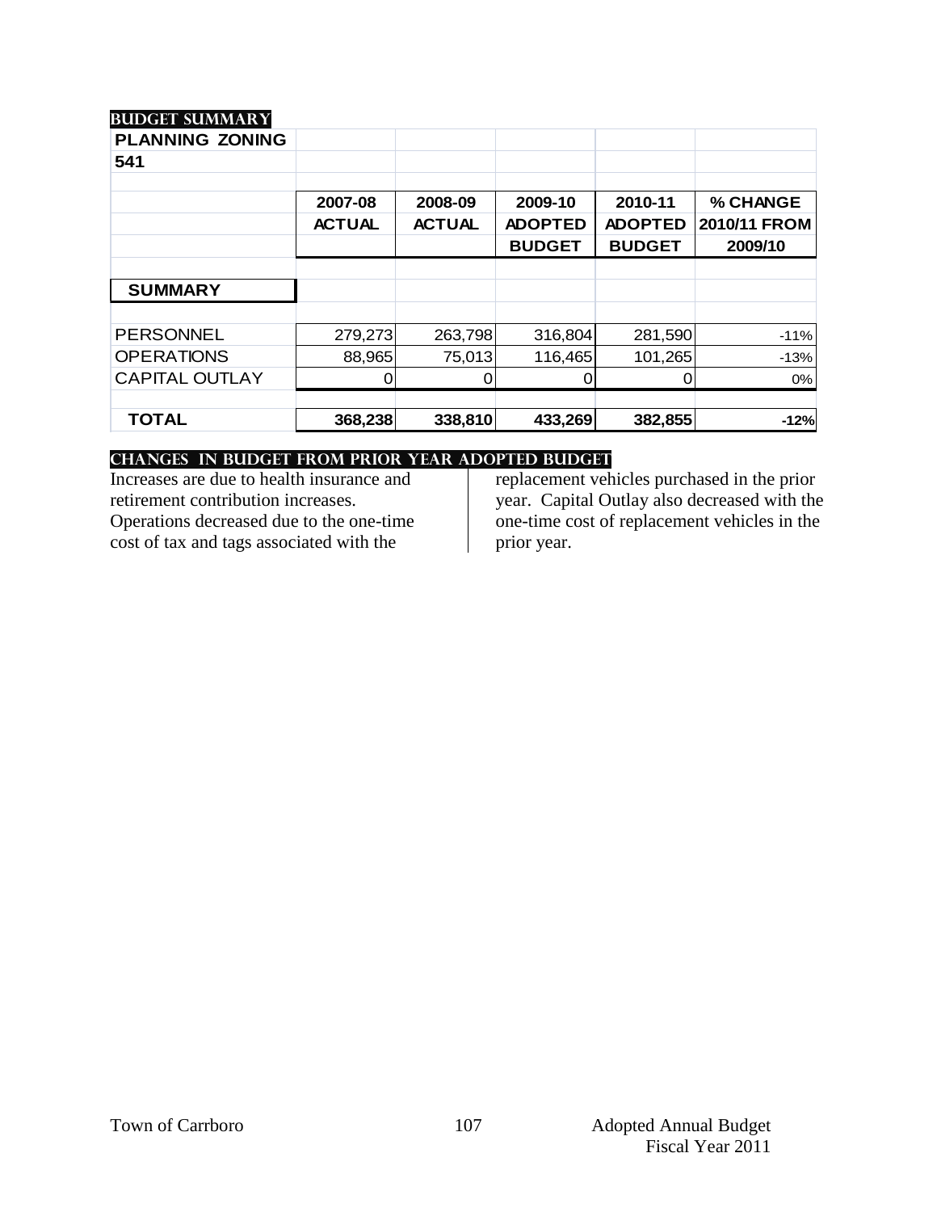## BUDGET SUMMARY

| PLANNING ZONING 541 | 2007-08 ACTUAL | 2008-09 ACTUAL | 2009-10 ADOPTED BUDGET | 2010-11 ADOPTED BUDGET | % CHANGE 2010/11 FROM 2009/10 |
|---|---|---|---|---|---|
| **SUMMARY** | | | | | |
| PERSONNEL | 279,273 | 263,798 | 316,804 | 281,590 | -11% |
| OPERATIONS | 88,965 | 75,013 | 116,465 | 101,265 | -13% |
| CAPITAL OUTLAY | 0 | 0 | 0 | 0 | 0% |
| **TOTAL** | **368,238** | **338,810** | **433,269** | **382,855** | **-12%** |

## CHANGES IN BUDGET FROM PRIOR YEAR ADOPTED BUDGET

Increases are due to health insurance and retirement contribution increases. Operations decreased due to the one-time cost of tax and tags associated with the replacement vehicles purchased in the prior year. Capital Outlay also decreased with the one-time cost of replacement vehicles in the prior year.